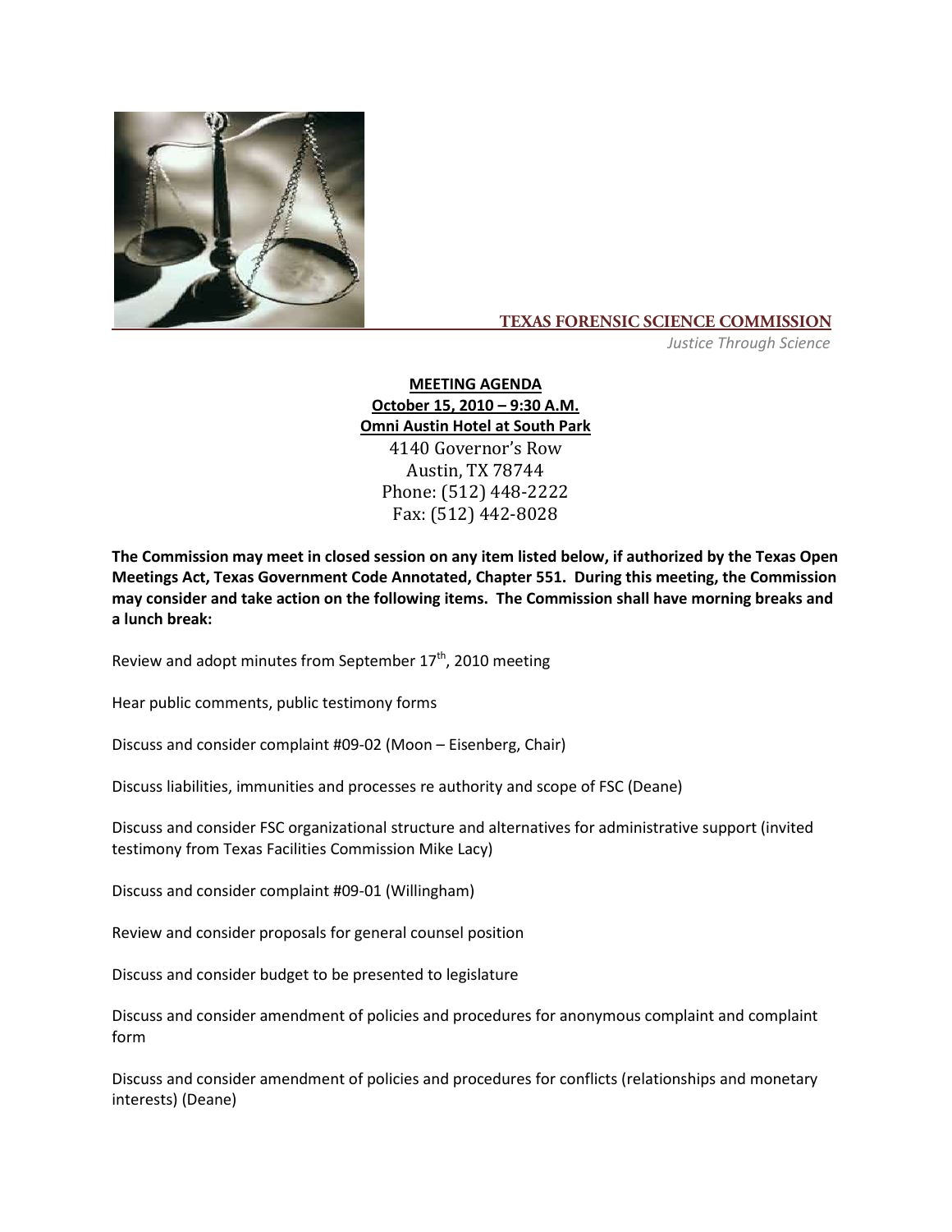**TEXAS FORENSIC SCIENCE COMMISSION**

*Justice Through Science*

**MEETING AGENDA**
**October 15, 2010 – 9:30 A.M.**
**Omni Austin Hotel at South Park**
4140 Governor's Row
Austin, TX 78744
Phone: (512) 448-2222
Fax: (512) 442-8028

**The Commission may meet in closed session on any item listed below, if authorized by the Texas Open Meetings Act, Texas Government Code Annotated, Chapter 551. During this meeting, the Commission may consider and take action on the following items. The Commission shall have morning breaks and a lunch break:**

Review and adopt minutes from September 17th, 2010 meeting

Hear public comments, public testimony forms

Discuss and consider complaint #09-02 (Moon – Eisenberg, Chair)

Discuss liabilities, immunities and processes re authority and scope of FSC (Deane)

Discuss and consider FSC organizational structure and alternatives for administrative support (invited testimony from Texas Facilities Commission Mike Lacy)

Discuss and consider complaint #09-01 (Willingham)

Review and consider proposals for general counsel position

Discuss and consider budget to be presented to legislature

Discuss and consider amendment of policies and procedures for anonymous complaint and complaint form

Discuss and consider amendment of policies and procedures for conflicts (relationships and monetary interests) (Deane)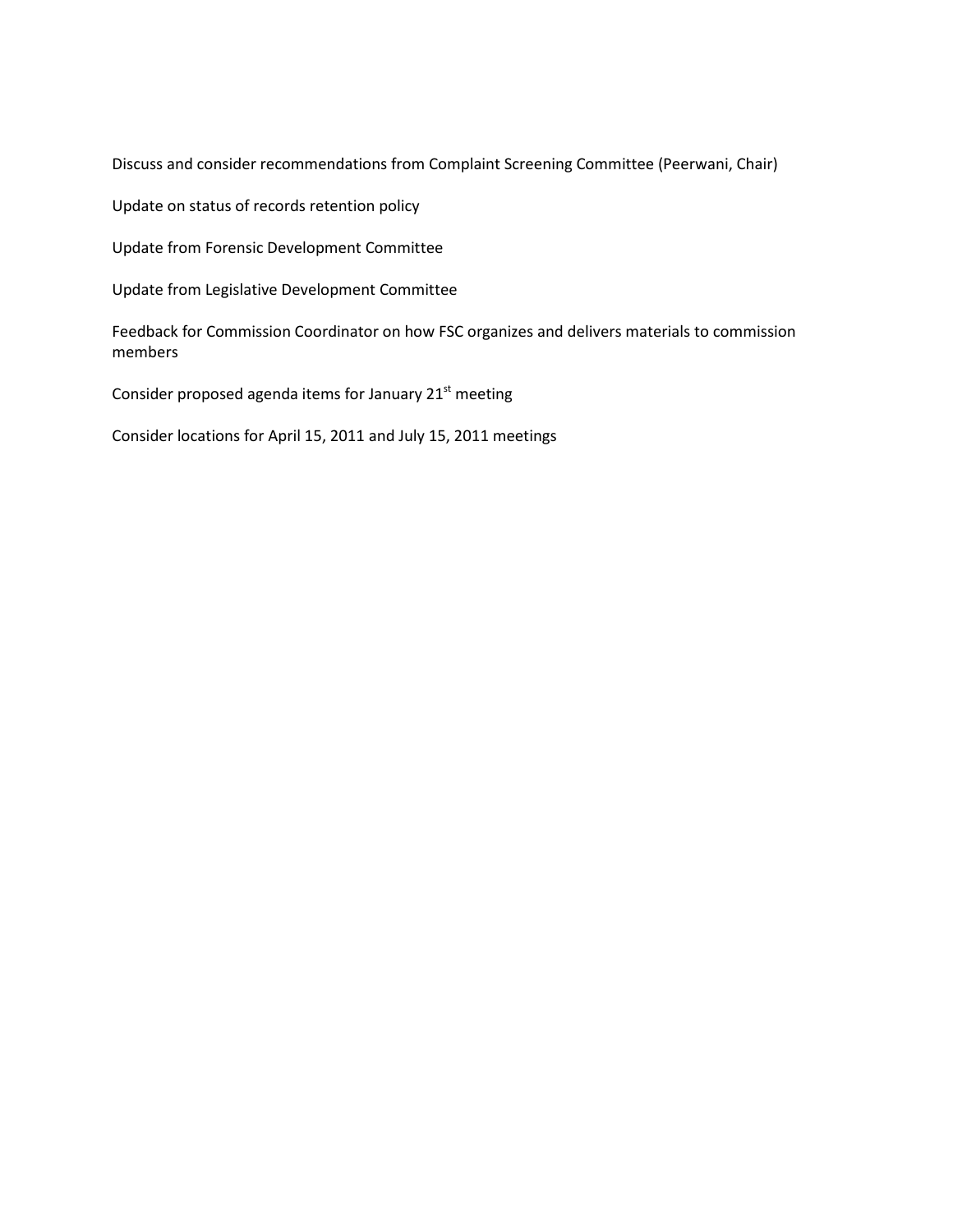Discuss and consider recommendations from Complaint Screening Committee (Peerwani, Chair)

Update on status of records retention policy

Update from Forensic Development Committee

Update from Legislative Development Committee

Feedback for Commission Coordinator on how FSC organizes and delivers materials to commission members

Consider proposed agenda items for January 21st meeting

Consider locations for April 15, 2011 and July 15, 2011 meetings